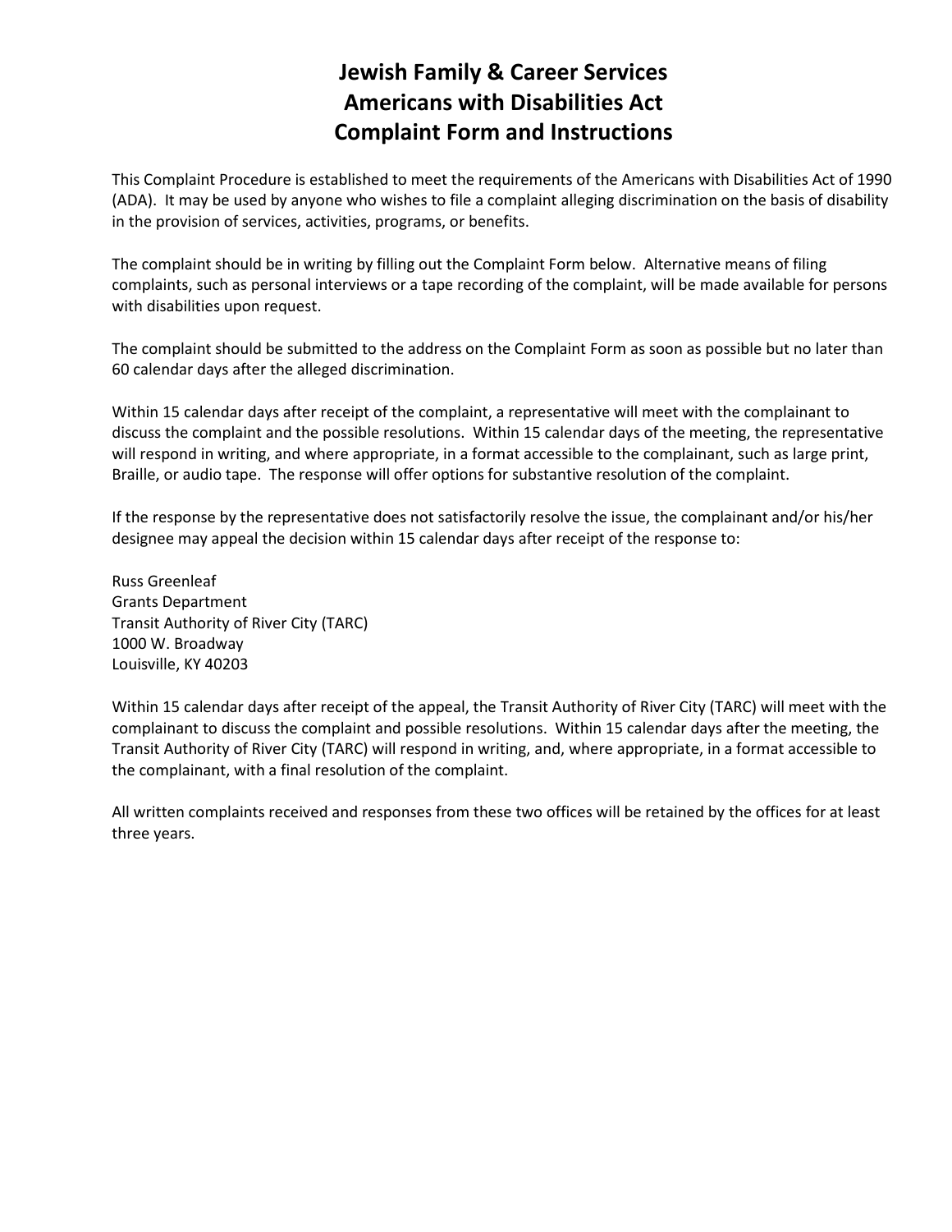# Jewish Family & Career Services
# Americans with Disabilities Act
# Complaint Form and Instructions

This Complaint Procedure is established to meet the requirements of the Americans with Disabilities Act of 1990 (ADA). It may be used by anyone who wishes to file a complaint alleging discrimination on the basis of disability in the provision of services, activities, programs, or benefits.

The complaint should be in writing by filling out the Complaint Form below. Alternative means of filing complaints, such as personal interviews or a tape recording of the complaint, will be made available for persons with disabilities upon request.

The complaint should be submitted to the address on the Complaint Form as soon as possible but no later than 60 calendar days after the alleged discrimination.

Within 15 calendar days after receipt of the complaint, a representative will meet with the complainant to discuss the complaint and the possible resolutions. Within 15 calendar days of the meeting, the representative will respond in writing, and where appropriate, in a format accessible to the complainant, such as large print, Braille, or audio tape. The response will offer options for substantive resolution of the complaint.

If the response by the representative does not satisfactorily resolve the issue, the complainant and/or his/her designee may appeal the decision within 15 calendar days after receipt of the response to:

Russ Greenleaf
Grants Department
Transit Authority of River City (TARC)
1000 W. Broadway
Louisville, KY 40203

Within 15 calendar days after receipt of the appeal, the Transit Authority of River City (TARC) will meet with the complainant to discuss the complaint and possible resolutions. Within 15 calendar days after the meeting, the Transit Authority of River City (TARC) will respond in writing, and, where appropriate, in a format accessible to the complainant, with a final resolution of the complaint.

All written complaints received and responses from these two offices will be retained by the offices for at least three years.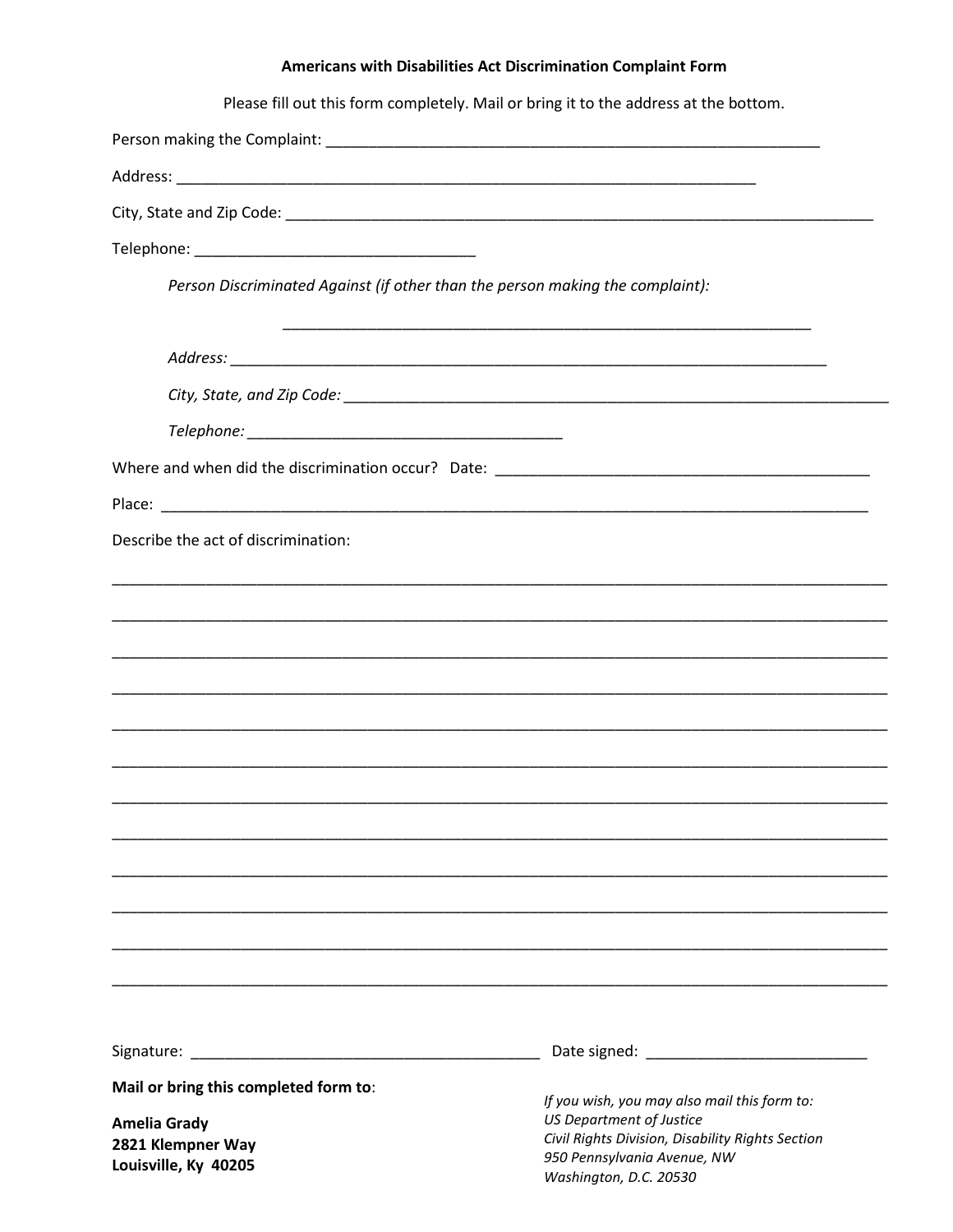**Americans with Disabilities Act Discrimination Complaint Form**

Please fill out this form completely. Mail or bring it to the address at the bottom.

Person making the Complaint: ____________________________________________________________

Address: ______________________________________________________________________

City, State and Zip Code: ________________________________________________________________________

Telephone: _________________________________

*Person Discriminated Against (if other than the person making the complaint):*

_________________________________________________________________

*Address:* _________________________________________________________________________

*City, State, and Zip Code:* ___________________________________________________________________

*Telephone:* ______________________________________

Where and when did the discrimination occur? Date: _____________________________________________

Place: ________________________________________________________________________________________

Describe the act of discrimination:

_____________________________________________________________________________________________

_____________________________________________________________________________________________

_____________________________________________________________________________________________

_____________________________________________________________________________________________

_____________________________________________________________________________________________

_____________________________________________________________________________________________

_____________________________________________________________________________________________

_____________________________________________________________________________________________

_____________________________________________________________________________________________

_____________________________________________________________________________________________

_____________________________________________________________________________________________

_____________________________________________________________________________________________

Signature: _________________________________________ Date signed: __________________________

**Mail or bring this completed form to**:

**Amelia Grady**
**2821 Klempner Way**
**Louisville, Ky 40205**

*If you wish, you may also mail this form to:*
*US Department of Justice*
*Civil Rights Division, Disability Rights Section*
*950 Pennsylvania Avenue, NW*
*Washington, D.C. 20530*